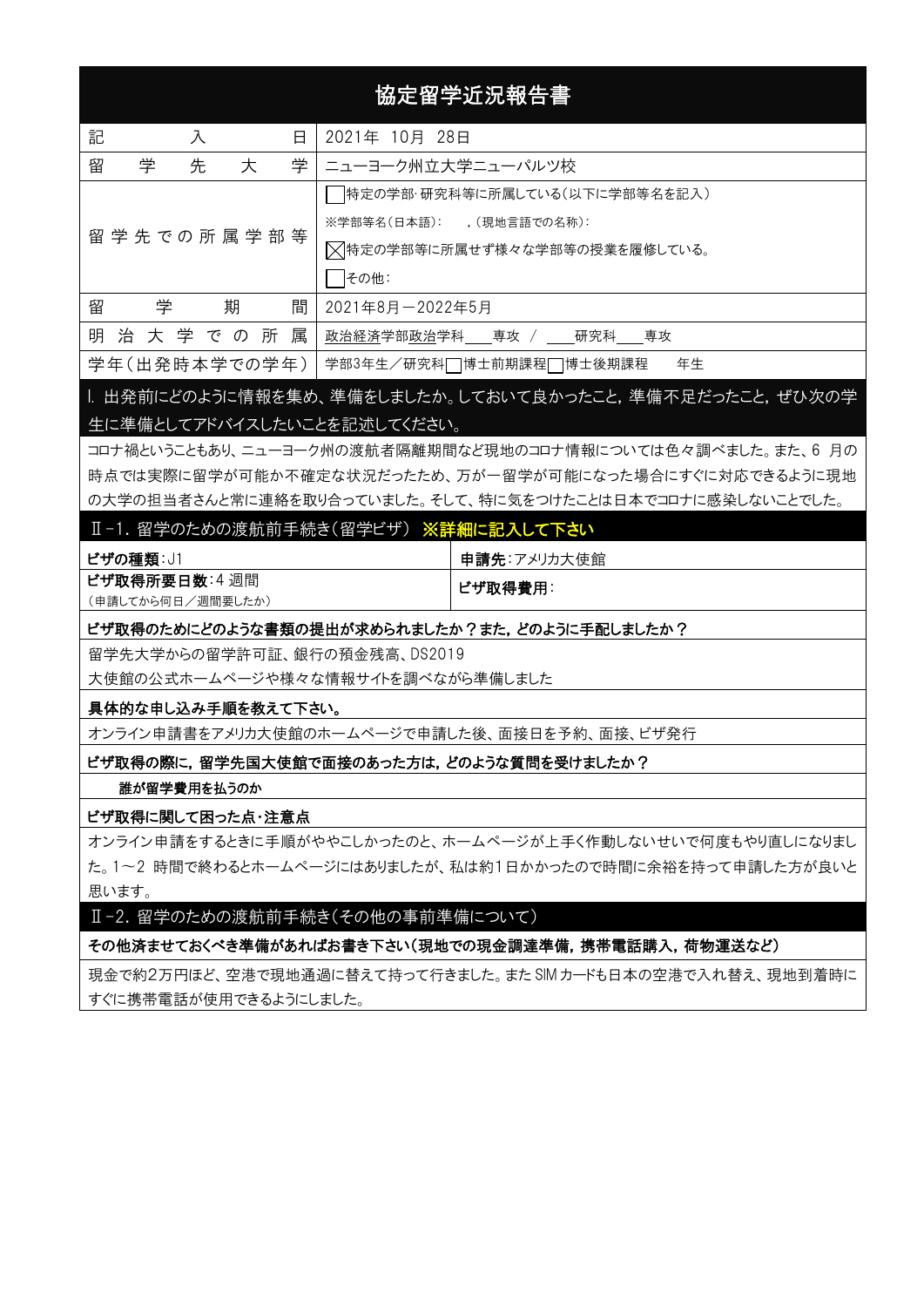# 協定留学近況報告書

| 記入日 | 2021年 10月 28日 |
| --- | --- |
| 留学先大学 | ニューヨーク州立大学ニューパルツ校 |
| 留学先での所属学部等 | ☐特定の学部･研究科等に所属している(以下に学部等名を記入)<br>※学部等名(日本語): ,(現地言語での名称):<br>☒特定の学部等に所属せず様々な学部等の授業を履修している。<br>☐その他: |
| 留学期間 | 2021年8月－2022年5月 |
| 明治大学での所属 | 政治経済学部政治学科\_\_\_専攻 / \_\_\_研究科\_\_\_専攻 |
| 学年(出発時本学での学年) | 学部3年生／研究科☐博士前期課程☐博士後期課程 年生 |

## Ⅰ. 出発前にどのように情報を集め、準備をしましたか。しておいて良かったこと，準備不足だったこと，ぜひ次の学生に準備としてアドバイスしたいことを記述してください。

コロナ禍ということもあり、ニューヨーク州の渡航者隔離期間など現地のコロナ情報については色々調べました。また、6 月の時点では実際に留学が可能か不確定な状況だったため、万が一留学が可能になった場合にすぐに対応できるように現地の大学の担当者さんと常に連絡を取り合っていました。そして、特に気をつけたことは日本でコロナに感染しないことでした。

## Ⅱ-1. 留学のための渡航前手続き(留学ビザ) ※詳細に記入して下さい

| **ビザの種類**:J1 | **申請先**:アメリカ大使館 |
| --- | --- |
| **ビザ取得所要日数**:4 週間<br>(申請してから何日／週間要したか) | **ビザ取得費用**: |

**ビザ取得のためにどのような書類の提出が求められましたか？また，どのように手配しましたか？**

留学先大学からの留学許可証、銀行の預金残高、DS2019
大使館の公式ホームページや様々な情報サイトを調べながら準備しました

**具体的な申し込み手順を教えて下さい。**

オンライン申請書をアメリカ大使館のホームページで申請した後、面接日を予約、面接、ビザ発行

**ビザ取得の際に，留学先国大使館で面接のあった方は，どのような質問を受けましたか？**

**誰が留学費用を払うのか**

**ビザ取得に関して困った点･注意点**

オンライン申請をするときに手順がややこしかったのと、ホームページが上手く作動しないせいで何度もやり直しになりました。1～2 時間で終わるとホームページにはありましたが、私は約1日かかったので時間に余裕を持って申請した方が良いと思います。

## Ⅱ-2. 留学のための渡航前手続き(その他の事前準備について)

**その他済ませておくべき準備があればお書き下さい(現地での現金調達準備，携帯電話購入，荷物運送など)**

現金で約2万円ほど、空港で現地通過に替えて持って行きました。また SIM カードも日本の空港で入れ替え、現地到着時にすぐに携帯電話が使用できるようにしました。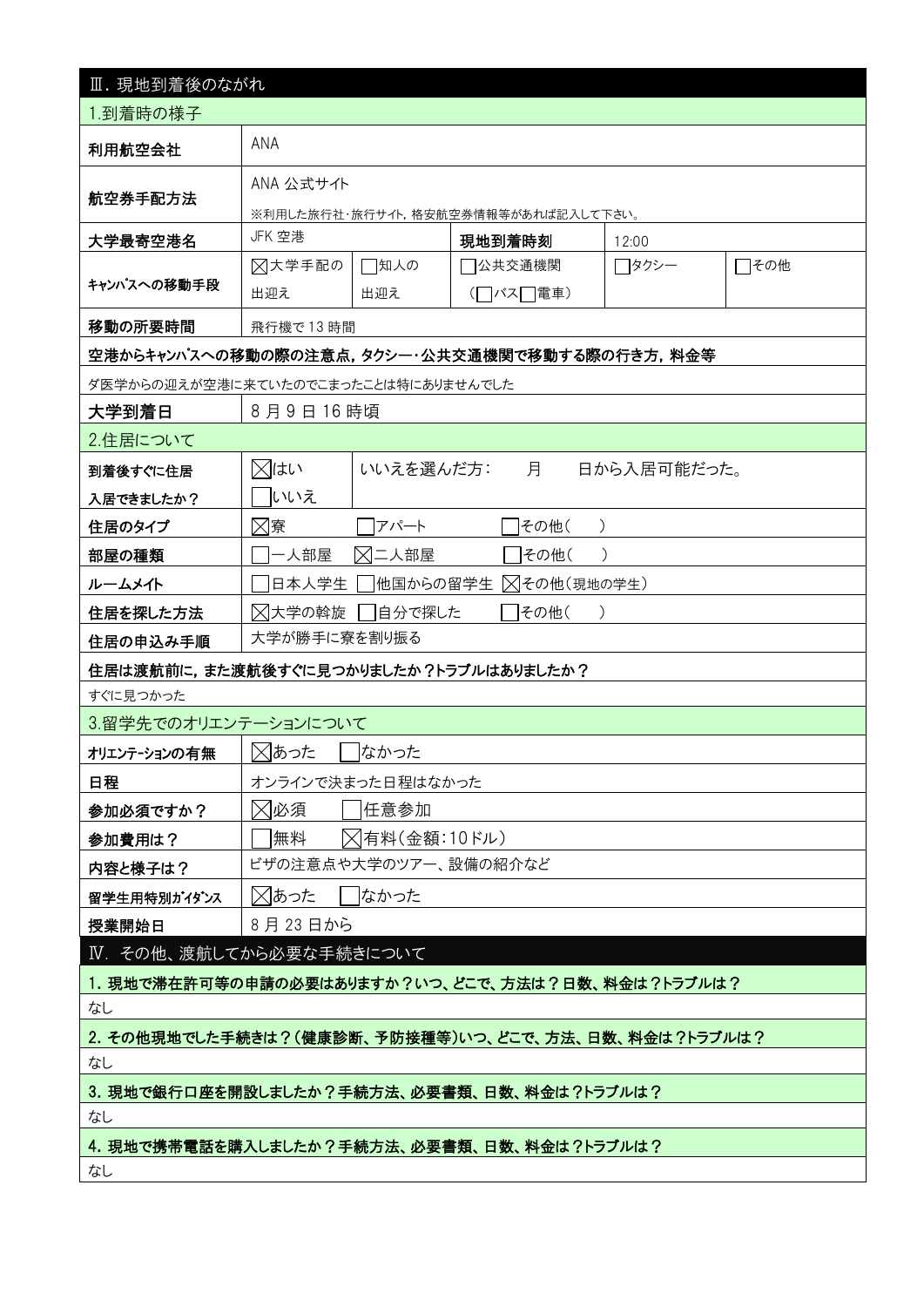## Ⅲ. 現地到着後のながれ

### 1.到着時の様子

| 利用航空会社 | ANA | | | | |
|---|---|---|---|---|---|
| 航空券手配方法 | ANA 公式サイト<br>※利用した旅行社・旅行サイト，格安航空券情報等があれば記入して下さい。 | | | | |
| 大学最寄空港名 | JFK 空港 | | 現地到着時刻 | 12:00 | |
| キャンパスへの移動手段 | ☒大学手配の出迎え | ☐知人の出迎え | ☐公共交通機関（☐バス☐電車） | ☐タクシー | ☐その他 |
| 移動の所要時間 | 飛行機で 13 時間 | | | | |

**空港からキャンパスへの移動の際の注意点，タクシー・公共交通機関で移動する際の行き方，料金等**

ダ医学からの迎えが空港に来ていたのでこまったことは特にありませんでした

| 大学到着日 | 8 月 9 日 16 時頃 |
|---|---|

### 2.住居について

| 到着後すぐに住居入居できましたか？ | ☒はい　☐いいえ | いいえを選んだ方：　月　日から入居可能だった。 |
|---|---|---|
| 住居のタイプ | ☒寮　☐アパート　☐その他（　） | |
| 部屋の種類 | ☐一人部屋　☒二人部屋　☐その他（　） | |
| ルームメイト | ☐日本人学生　☐他国からの留学生　☒その他（現地の学生） | |
| 住居を探した方法 | ☒大学の斡旋　☐自分で探した　☐その他（　） | |
| 住居の申込み手順 | 大学が勝手に寮を割り振る | |

**住居は渡航前に，また渡航後すぐに見つかりましたか？トラブルはありましたか？**

すぐに見つかった

### 3.留学先でのオリエンテーションについて

| オリエンテーションの有無 | ☒あった　☐なかった |
|---|---|
| 日程 | オンラインで決まった日程はなかった |
| 参加必須ですか？ | ☒必須　☐任意参加 |
| 参加費用は？ | ☐無料　☒有料（金額：10ドル） |
| 内容と様子は？ | ビザの注意点や大学のツアー、設備の紹介など |
| 留学生用特別ガイダンス | ☒あった　☐なかった |
| 授業開始日 | 8 月 23 日から |

## Ⅳ. その他、渡航してから必要な手続きについて

**1. 現地で滞在許可等の申請の必要はありますか？いつ、どこで、方法は？日数、料金は？トラブルは？**

なし

**2. その他現地でした手続きは？（健康診断、予防接種等）いつ、どこで、方法、日数、料金は？トラブルは？**

なし

**3. 現地で銀行口座を開設しましたか？手続方法、必要書類、日数、料金は？トラブルは？**

なし

**4. 現地で携帯電話を購入しましたか？手続方法、必要書類、日数、料金は？トラブルは？**

なし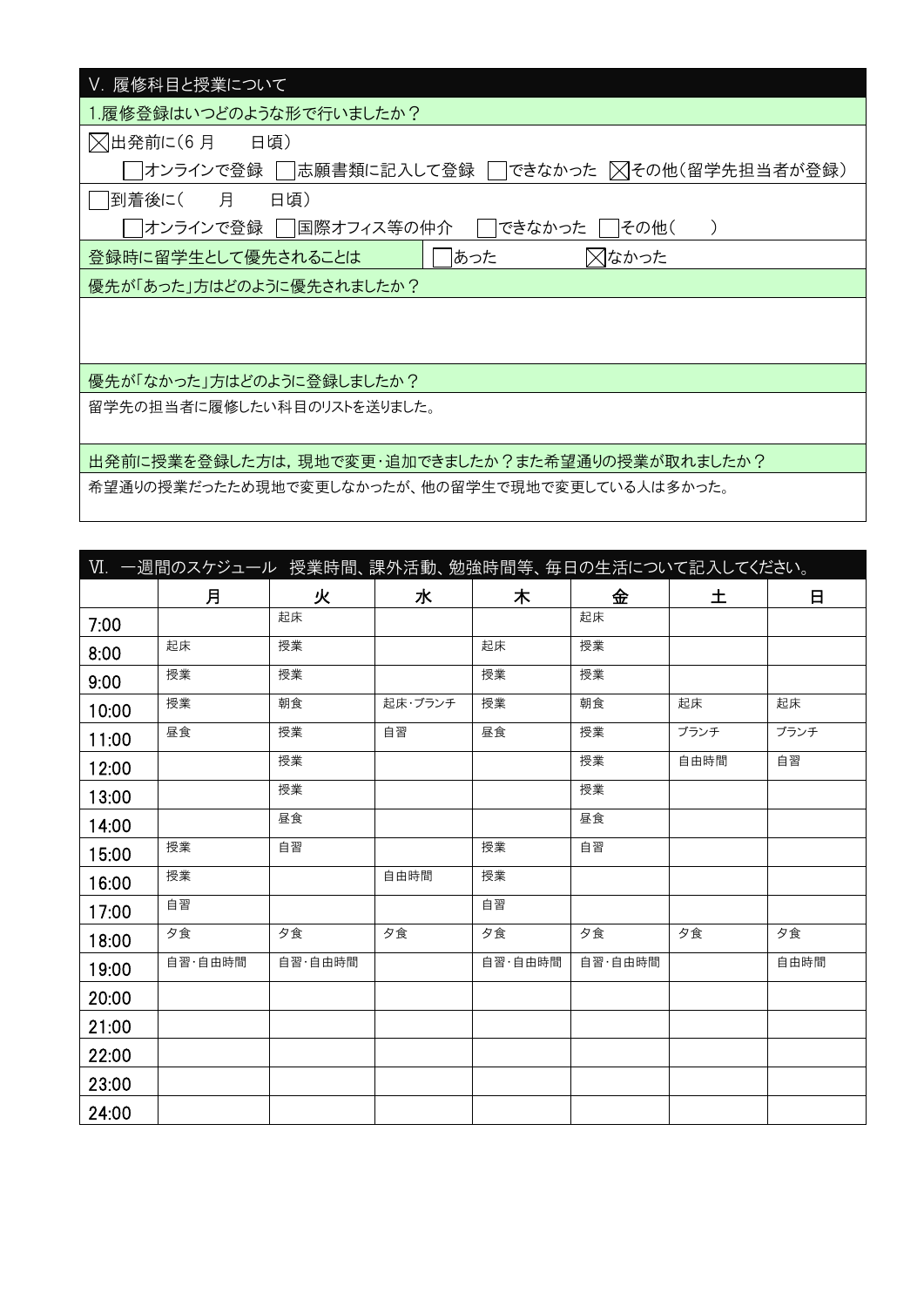## V. 履修科目と授業について

**1.履修登録はいつどのような形で行いましたか？**

☒出発前に(6 月　　日頃）

☐オンラインで登録　☐志願書類に記入して登録　☐できなかった　☒その他(留学先担当者が登録)

☐到着後に(　　月　　日頃)

☐オンラインで登録　☐国際オフィス等の仲介　☐できなかった　☐その他(　　)

**登録時に留学生として優先されることは**　☐あった　☒なかった

**優先が「あった」方はどのように優先されましたか？**

**優先が「なかった」方はどのように登録しましたか？**

留学先の担当者に履修したい科目のリストを送りました。

**出発前に授業を登録した方は，現地で変更･追加できましたか？また希望通りの授業が取れましたか？**

希望通りの授業だったため現地で変更しなかったが、他の留学生で現地で変更している人は多かった。

## Ⅵ. 一週間のスケジュール　授業時間、課外活動、勉強時間等、毎日の生活について記入してください。

| | 月 | 火 | 水 | 木 | 金 | 土 | 日 |
|---|---|---|---|---|---|---|---|
| 7:00 | | 起床 | | | 起床 | | |
| 8:00 | 起床 | 授業 | | 起床 | 授業 | | |
| 9:00 | 授業 | 授業 | | 授業 | 授業 | | |
| 10:00 | 授業 | 朝食 | 起床･ブランチ | 授業 | 朝食 | 起床 | 起床 |
| 11:00 | 昼食 | 授業 | 自習 | 昼食 | 授業 | ブランチ | ブランチ |
| 12:00 | | 授業 | | | 授業 | 自由時間 | 自習 |
| 13:00 | | 授業 | | | 授業 | | |
| 14:00 | | 昼食 | | | 昼食 | | |
| 15:00 | 授業 | 自習 | | 授業 | 自習 | | |
| 16:00 | 授業 | | 自由時間 | 授業 | | | |
| 17:00 | 自習 | | | 自習 | | | |
| 18:00 | 夕食 | 夕食 | 夕食 | 夕食 | 夕食 | 夕食 | 夕食 |
| 19:00 | 自習･自由時間 | 自習･自由時間 | | 自習･自由時間 | 自習･自由時間 | | 自由時間 |
| 20:00 | | | | | | | |
| 21:00 | | | | | | | |
| 22:00 | | | | | | | |
| 23:00 | | | | | | | |
| 24:00 | | | | | | | |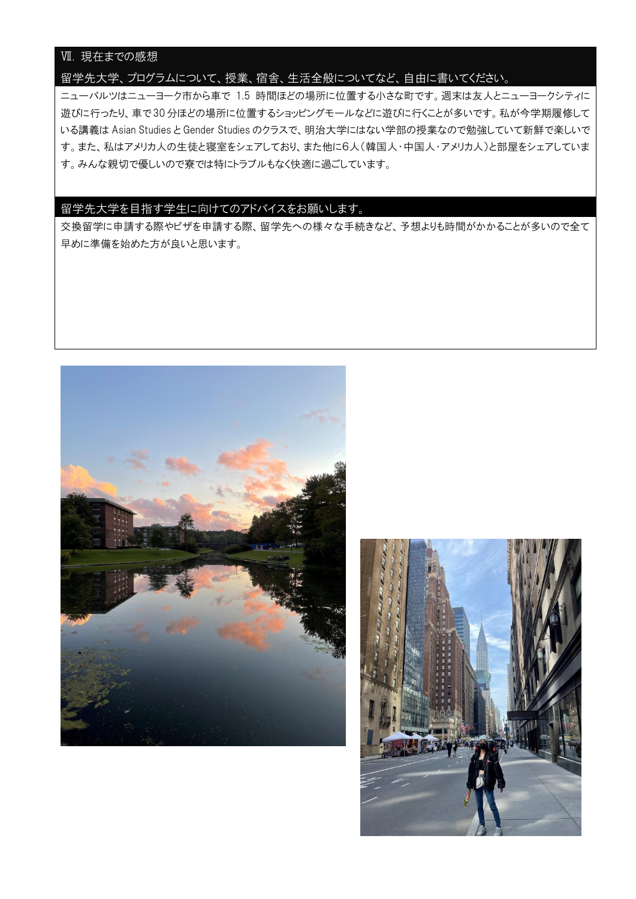## Ⅶ. 現在までの感想

### 留学先大学、プログラムについて、授業、宿舎、生活全般についてなど、自由に書いてください。

ニューパルツはニューヨーク市から車で 1.5 時間ほどの場所に位置する小さな町です。週末は友人とニューヨークシティに遊びに行ったり、車で30分ほどの場所に位置するショッピングモールなどに遊びに行くことが多いです。私が今学期履修している講義は Asian Studies と Gender Studies のクラスで、明治大学にはない学部の授業なので勉強していて新鮮で楽しいです。また、私はアメリカ人の生徒と寝室をシェアしており、また他に6人（韓国人・中国人・アメリカ人）と部屋をシェアしています。みんな親切で優しいので寮では特にトラブルもなく快適に過ごしています。

### 留学先大学を目指す学生に向けてのアドバイスをお願いします。

交換留学に申請する際やビザを申請する際、留学先への様々な手続きなど、予想よりも時間がかかることが多いので全て早めに準備を始めた方が良いと思います。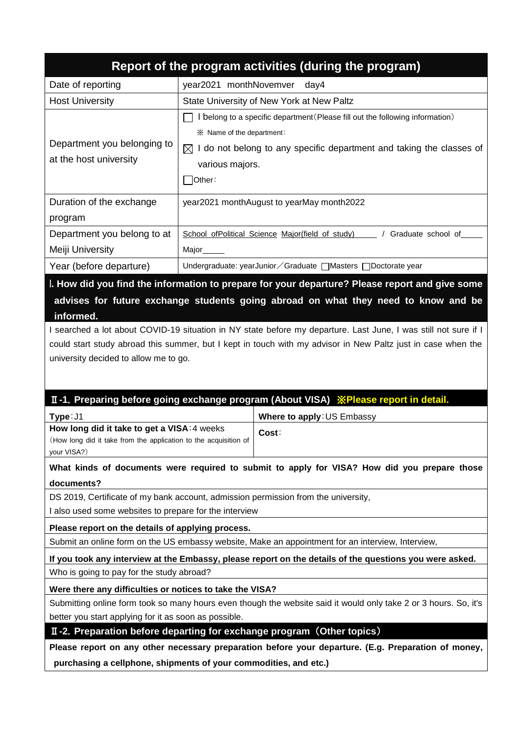# Report of the program activities (during the program)

| | |
|---|---|
| Date of reporting | year2021 monthNovemver day4 |
| Host University | State University of New York at New Paltz |
| Department you belonging to at the host university | ☐ I belong to a specific department(Please fill out the following information)<br>※ Name of the department:<br>☒ I do not belong to any specific department and taking the classes of various majors.<br>☐Other: |
| Duration of the exchange program | year2021 monthAugust to yearMay month2022 |
| Department you belong to at Meiji University | School ofPolitical Science Major(field of study)\_\_\_\_\_ / Graduate school of\_\_\_\_\_ Major\_\_\_\_\_ |
| Year (before departure) | Undergraduate: yearJunior／Graduate ☐Masters ☐Doctorate year |

## Ⅰ. How did you find the information to prepare for your departure? Please report and give some advises for future exchange students going abroad on what they need to know and be informed.

I searched a lot about COVID-19 situation in NY state before my departure. Last June, I was still not sure if I could start study abroad this summer, but I kept in touch with my advisor in New Paltz just in case when the university decided to allow me to go.

## Ⅱ-1. Preparing before going exchange program (About VISA) ※Please report in detail.

| | |
|---|---|
| **Type**:J1 | **Where to apply**:US Embassy |
| **How long did it take to get a VISA**:4 weeks<br>(How long did it take from the application to the acquisition of your VISA?) | **Cost**: |

**What kinds of documents were required to submit to apply for VISA? How did you prepare those documents?**

DS 2019, Certificate of my bank account, admission permission from the university,
I also used some websites to prepare for the interview

**Please report on the details of applying process.**

Submit an online form on the US embassy website, Make an appointment for an interview, Interview,

**If you took any interview at the Embassy, please report on the details of the questions you were asked.**

Who is going to pay for the study abroad?

**Were there any difficulties or notices to take the VISA?**

Submitting online form took so many hours even though the website said it would only take 2 or 3 hours. So, it's better you start applying for it as soon as possible.

## Ⅱ-2. Preparation before departing for exchange program（Other topics）

**Please report on any other necessary preparation before your departure. (E.g. Preparation of money, purchasing a cellphone, shipments of your commodities, and etc.)**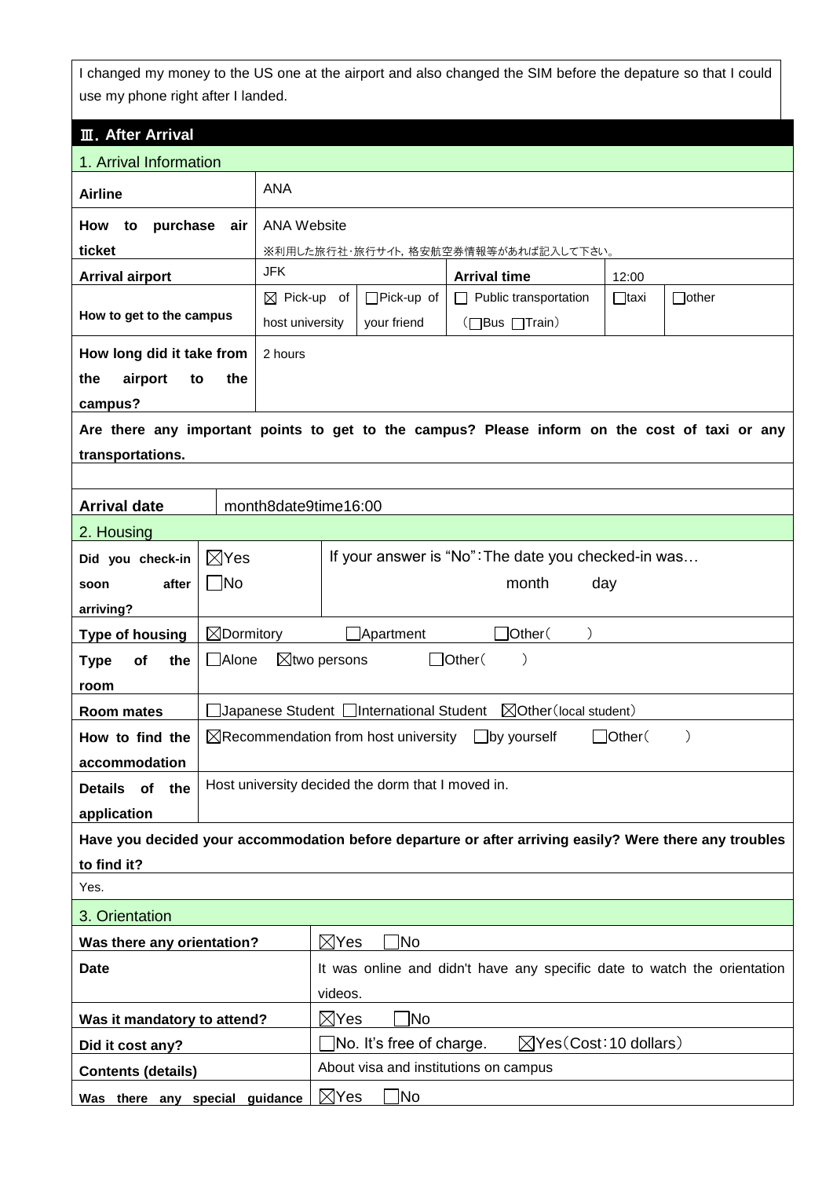I changed my money to the US one at the airport and also changed the SIM before the depature so that I could use my phone right after I landed.

## Ⅲ. After Arrival

### 1. Arrival Information

| | | | | | | |
|---|---|---|---|---|---|---|
| **Airline** | ANA | | | | | |
| **How to purchase air ticket** | ANA Website<br>※利用した旅行社・旅行サイト, 格安航空券情報等があれば記入して下さい。 | | | | | |
| **Arrival airport** | JFK | | **Arrival time** | | 12:00 | |
| **How to get to the campus** | ☒ Pick-up of host university | ☐Pick-up of your friend | ☐ Public transportation (☐Bus ☐Train) | | ☐taxi | ☐other |
| **How long did it take from the airport to the campus?** | 2 hours | | | | | |

**Are there any important points to get to the campus? Please inform on the cost of taxi or any transportations.**

| | |
|---|---|
| **Arrival date** | month8date9time16:00 |

### 2. Housing

| | | |
|---|---|---|
| **Did you check-in soon after arriving?** | ☒Yes<br>☐No | If your answer is "No":The date you checked-in was… month day |
| **Type of housing** | ☒Dormitory ☐Apartment ☐Other( ) | |
| **Type of the room** | ☐Alone ☒two persons ☐Other( ) | |
| **Room mates** | ☐Japanese Student ☐International Student ☒Other(local student) | |
| **How to find the accommodation** | ☒Recommendation from host university ☐by yourself ☐Other( ) | |
| **Details of the application** | Host university decided the dorm that I moved in. | |

**Have you decided your accommodation before departure or after arriving easily? Were there any troubles to find it?**

Yes.

### 3. Orientation

| | |
|---|---|
| **Was there any orientation?** | ☒Yes ☐No |
| **Date** | It was online and didn't have any specific date to watch the orientation videos. |
| **Was it mandatory to attend?** | ☒Yes ☐No |
| **Did it cost any?** | ☐No. It's free of charge. ☒Yes(Cost:10 dollars) |
| **Contents (details)** | About visa and institutions on campus |
| **Was there any special guidance** | ☒Yes ☐No |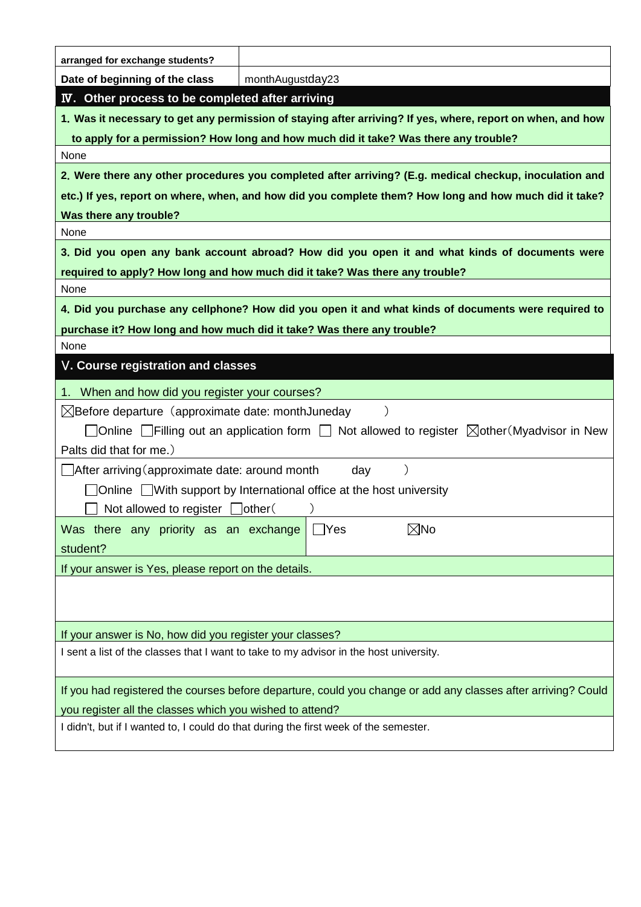| arranged for exchange students? | |
|---|---|
| Date of beginning of the class | monthAugustday23 |

## Ⅳ. Other process to be completed after arriving

**1. Was it necessary to get any permission of staying after arriving? If yes, where, report on when, and how to apply for a permission? How long and how much did it take? Was there any trouble?**

None

**2. Were there any other procedures you completed after arriving? (E.g. medical checkup, inoculation and etc.) If yes, report on where, when, and how did you complete them? How long and how much did it take? Was there any trouble?**

None

**3. Did you open any bank account abroad? How did you open it and what kinds of documents were required to apply? How long and how much did it take? Was there any trouble?**

None

**4. Did you purchase any cellphone? How did you open it and what kinds of documents were required to purchase it? How long and how much did it take? Was there any trouble?**

None

## Ⅴ. Course registration and classes

1. When and how did you register your courses?

☒Before departure（approximate date: monthJuneday ）

☐Online ☐Filling out an application form ☐ Not allowed to register ☒other（Myadvisor in New Palts did that for me.）

☐After arriving（approximate date: around month day ）

☐Online ☐With support by International office at the host university

☐ Not allowed to register ☐other（ ）

| Was there any priority as an exchange student? | ☐Yes ☒No |
|---|---|

If your answer is Yes, please report on the details.

If your answer is No, how did you register your classes?

I sent a list of the classes that I want to take to my advisor in the host university.

If you had registered the courses before departure, could you change or add any classes after arriving? Could you register all the classes which you wished to attend?

I didn't, but if I wanted to, I could do that during the first week of the semester.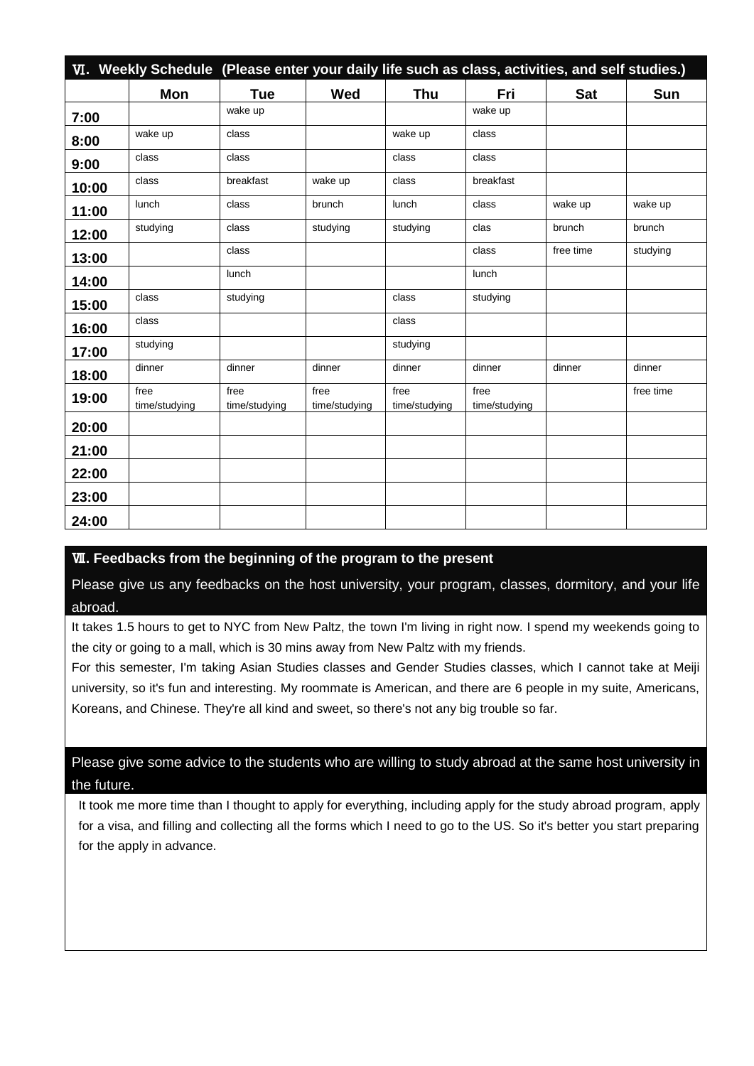## Ⅵ. Weekly Schedule (Please enter your daily life such as class, activities, and self studies.)

| | Mon | Tue | Wed | Thu | Fri | Sat | Sun |
|---|---|---|---|---|---|---|---|
| 7:00 | | wake up | | | wake up | | |
| 8:00 | wake up | class | | wake up | class | | |
| 9:00 | class | class | | class | class | | |
| 10:00 | class | breakfast | wake up | class | breakfast | | |
| 11:00 | lunch | class | brunch | lunch | class | wake up | wake up |
| 12:00 | studying | class | studying | studying | clas | brunch | brunch |
| 13:00 | | class | | | class | free time | studying |
| 14:00 | | lunch | | | lunch | | |
| 15:00 | class | studying | | class | studying | | |
| 16:00 | class | | | class | | | |
| 17:00 | studying | | | studying | | | |
| 18:00 | dinner | dinner | dinner | dinner | dinner | dinner | dinner |
| 19:00 | free time/studying | free time/studying | free time/studying | free time/studying | free time/studying | | free time |
| 20:00 | | | | | | | |
| 21:00 | | | | | | | |
| 22:00 | | | | | | | |
| 23:00 | | | | | | | |
| 24:00 | | | | | | | |

## Ⅶ. Feedbacks from the beginning of the program to the present

Please give us any feedbacks on the host university, your program, classes, dormitory, and your life abroad.

It takes 1.5 hours to get to NYC from New Paltz, the town I'm living in right now. I spend my weekends going to the city or going to a mall, which is 30 mins away from New Paltz with my friends.

For this semester, I'm taking Asian Studies classes and Gender Studies classes, which I cannot take at Meiji university, so it's fun and interesting. My roommate is American, and there are 6 people in my suite, Americans, Koreans, and Chinese. They're all kind and sweet, so there's not any big trouble so far.

Please give some advice to the students who are willing to study abroad at the same host university in the future.

It took me more time than I thought to apply for everything, including apply for the study abroad program, apply for a visa, and filling and collecting all the forms which I need to go to the US. So it's better you start preparing for the apply in advance.